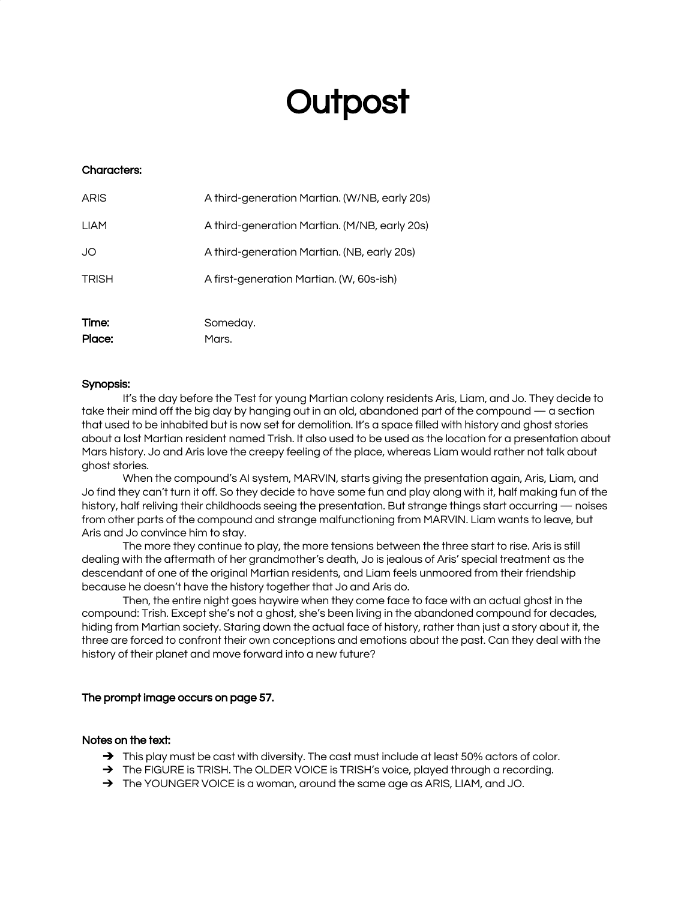# Outpost

**Characters:**

| | |
|---|---|
| ARIS | A third-generation Martian. (W/NB, early 20s) |
| LIAM | A third-generation Martian. (M/NB, early 20s) |
| JO | A third-generation Martian. (NB, early 20s) |
| TRISH | A first-generation Martian. (W, 60s-ish) |

**Time:** Someday.
**Place:** Mars.

**Synopsis:**

It's the day before the Test for young Martian colony residents Aris, Liam, and Jo. They decide to take their mind off the big day by hanging out in an old, abandoned part of the compound — a section that used to be inhabited but is now set for demolition. It's a space filled with history and ghost stories about a lost Martian resident named Trish. It also used to be used as the location for a presentation about Mars history. Jo and Aris love the creepy feeling of the place, whereas Liam would rather not talk about ghost stories.

When the compound's AI system, MARVIN, starts giving the presentation again, Aris, Liam, and Jo find they can't turn it off. So they decide to have some fun and play along with it, half making fun of the history, half reliving their childhoods seeing the presentation. But strange things start occurring — noises from other parts of the compound and strange malfunctioning from MARVIN. Liam wants to leave, but Aris and Jo convince him to stay.

The more they continue to play, the more tensions between the three start to rise. Aris is still dealing with the aftermath of her grandmother's death, Jo is jealous of Aris' special treatment as the descendant of one of the original Martian residents, and Liam feels unmoored from their friendship because he doesn't have the history together that Jo and Aris do.

Then, the entire night goes haywire when they come face to face with an actual ghost in the compound: Trish. Except she's not a ghost, she's been living in the abandoned compound for decades, hiding from Martian society. Staring down the actual face of history, rather than just a story about it, the three are forced to confront their own conceptions and emotions about the past. Can they deal with the history of their planet and move forward into a new future?

**The prompt image occurs on page 57.**

**Notes on the text:**

- ➔ This play must be cast with diversity. The cast must include at least 50% actors of color.
- ➔ The FIGURE is TRISH. The OLDER VOICE is TRISH's voice, played through a recording.
- ➔ The YOUNGER VOICE is a woman, around the same age as ARIS, LIAM, and JO.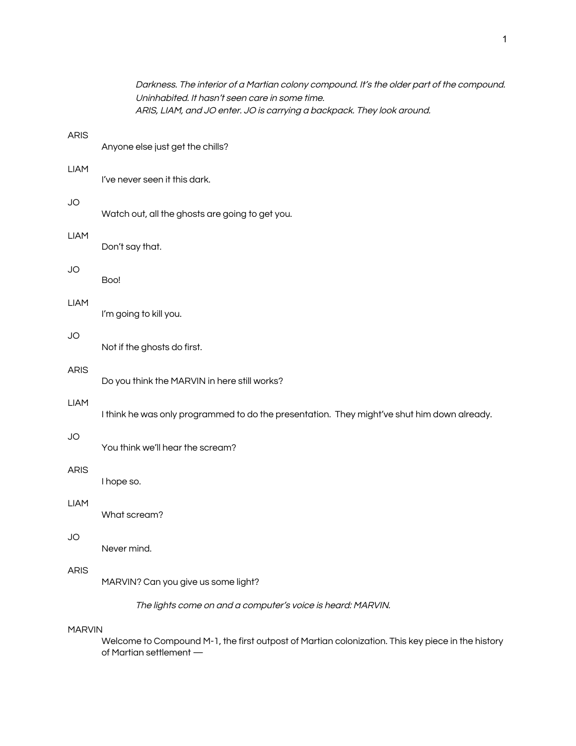*Darkness. The interior of a Martian colony compound. It's the older part of the compound. Uninhabited. It hasn't seen care in some time.*
*ARIS, LIAM, and JO enter. JO is carrying a backpack. They look around.*

ARIS
Anyone else just get the chills?

LIAM
I've never seen it this dark.

JO
Watch out, all the ghosts are going to get you.

LIAM
Don't say that.

JO
Boo!

LIAM
I'm going to kill you.

JO
Not if the ghosts do first.

ARIS
Do you think the MARVIN in here still works?

LIAM
I think he was only programmed to do the presentation. They might've shut him down already.

JO
You think we'll hear the scream?

ARIS
I hope so.

LIAM
What scream?

JO
Never mind.

ARIS
MARVIN? Can you give us some light?

*The lights come on and a computer's voice is heard: MARVIN.*

MARVIN
Welcome to Compound M-1, the first outpost of Martian colonization. This key piece in the history of Martian settlement —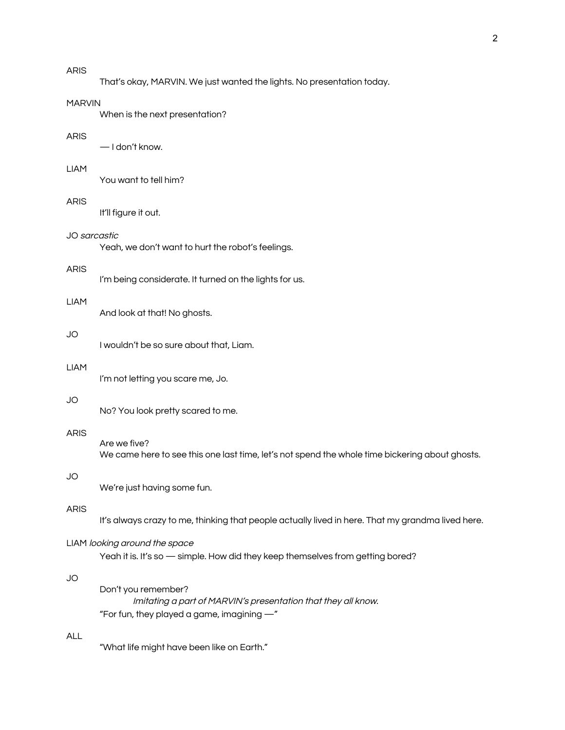ARIS

That's okay, MARVIN. We just wanted the lights. No presentation today.

MARVIN

When is the next presentation?

ARIS

— I don't know.

LIAM

You want to tell him?

ARIS

It'll figure it out.

JO *sarcastic*

Yeah, we don't want to hurt the robot's feelings.

ARIS

I'm being considerate. It turned on the lights for us.

LIAM

And look at that! No ghosts.

JO

I wouldn't be so sure about that, Liam.

LIAM

I'm not letting you scare me, Jo.

JO

No? You look pretty scared to me.

ARIS

Are we five?
We came here to see this one last time, let's not spend the whole time bickering about ghosts.

JO

We're just having some fun.

ARIS

It's always crazy to me, thinking that people actually lived in here. That my grandma lived here.

LIAM *looking around the space*

Yeah it is. It's so — simple. How did they keep themselves from getting bored?

JO

Don't you remember?

*Imitating a part of MARVIN's presentation that they all know.*

"For fun, they played a game, imagining —"

ALL

"What life might have been like on Earth."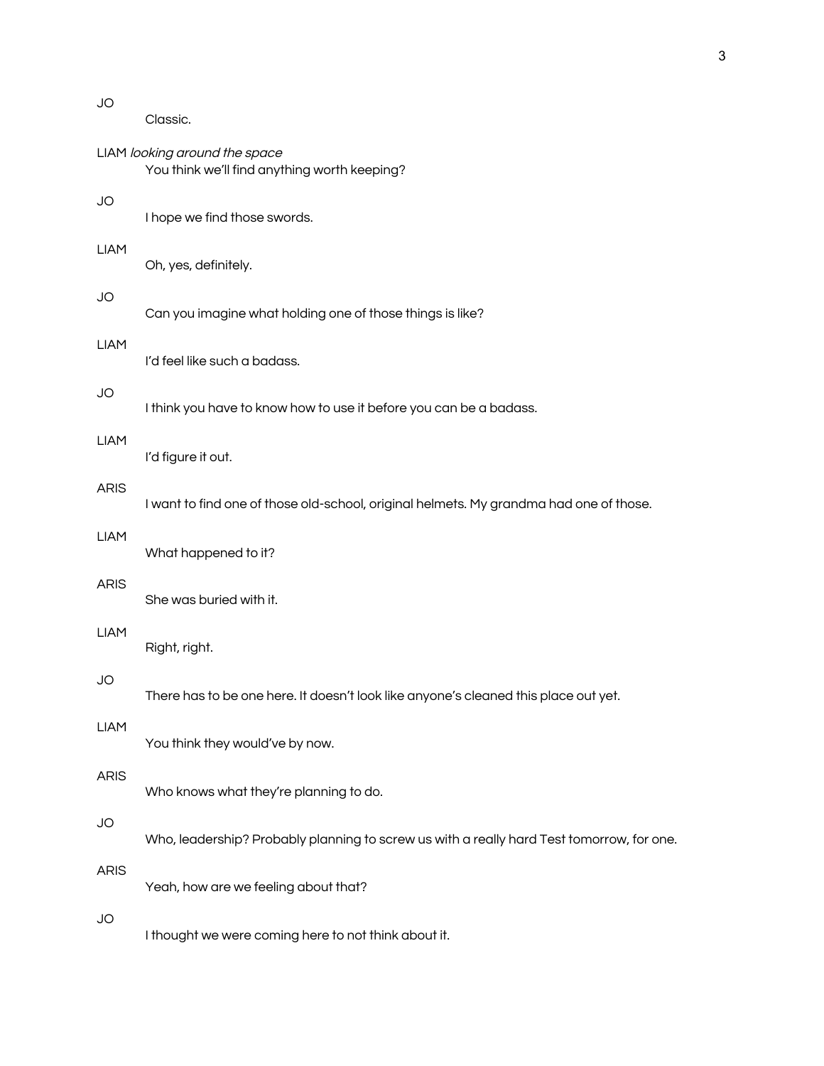JO

Classic.

LIAM *looking around the space*

You think we'll find anything worth keeping?

JO

I hope we find those swords.

LIAM

Oh, yes, definitely.

JO

Can you imagine what holding one of those things is like?

LIAM

I'd feel like such a badass.

JO

I think you have to know how to use it before you can be a badass.

LIAM

I'd figure it out.

ARIS

I want to find one of those old-school, original helmets. My grandma had one of those.

LIAM

What happened to it?

ARIS

She was buried with it.

LIAM

Right, right.

JO

There has to be one here. It doesn't look like anyone's cleaned this place out yet.

LIAM

You think they would've by now.

ARIS

Who knows what they're planning to do.

JO

Who, leadership? Probably planning to screw us with a really hard Test tomorrow, for one.

ARIS

Yeah, how are we feeling about that?

JO

I thought we were coming here to not think about it.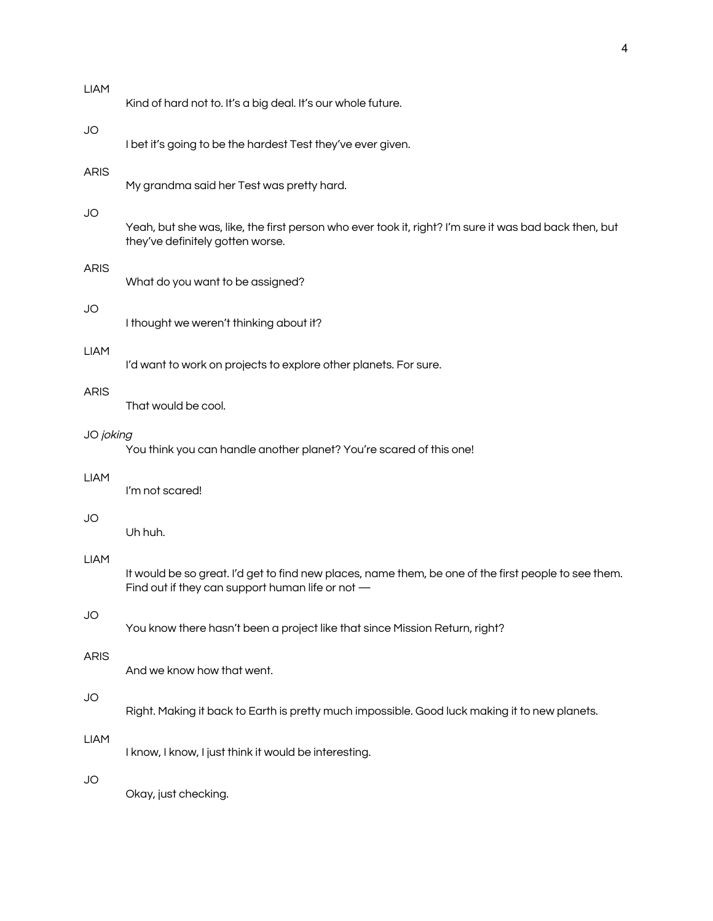LIAM

Kind of hard not to. It's a big deal. It's our whole future.

JO

I bet it's going to be the hardest Test they've ever given.

ARIS

My grandma said her Test was pretty hard.

JO

Yeah, but she was, like, the first person who ever took it, right? I'm sure it was bad back then, but they've definitely gotten worse.

ARIS

What do you want to be assigned?

JO

I thought we weren't thinking about it?

LIAM

I'd want to work on projects to explore other planets. For sure.

ARIS

That would be cool.

JO *joking*

You think you can handle another planet? You're scared of this one!

LIAM

I'm not scared!

JO

Uh huh.

LIAM

It would be so great. I'd get to find new places, name them, be one of the first people to see them. Find out if they can support human life or not —

JO

You know there hasn't been a project like that since Mission Return, right?

ARIS

And we know how that went.

JO

Right. Making it back to Earth is pretty much impossible. Good luck making it to new planets.

LIAM

I know, I know, I just think it would be interesting.

JO

Okay, just checking.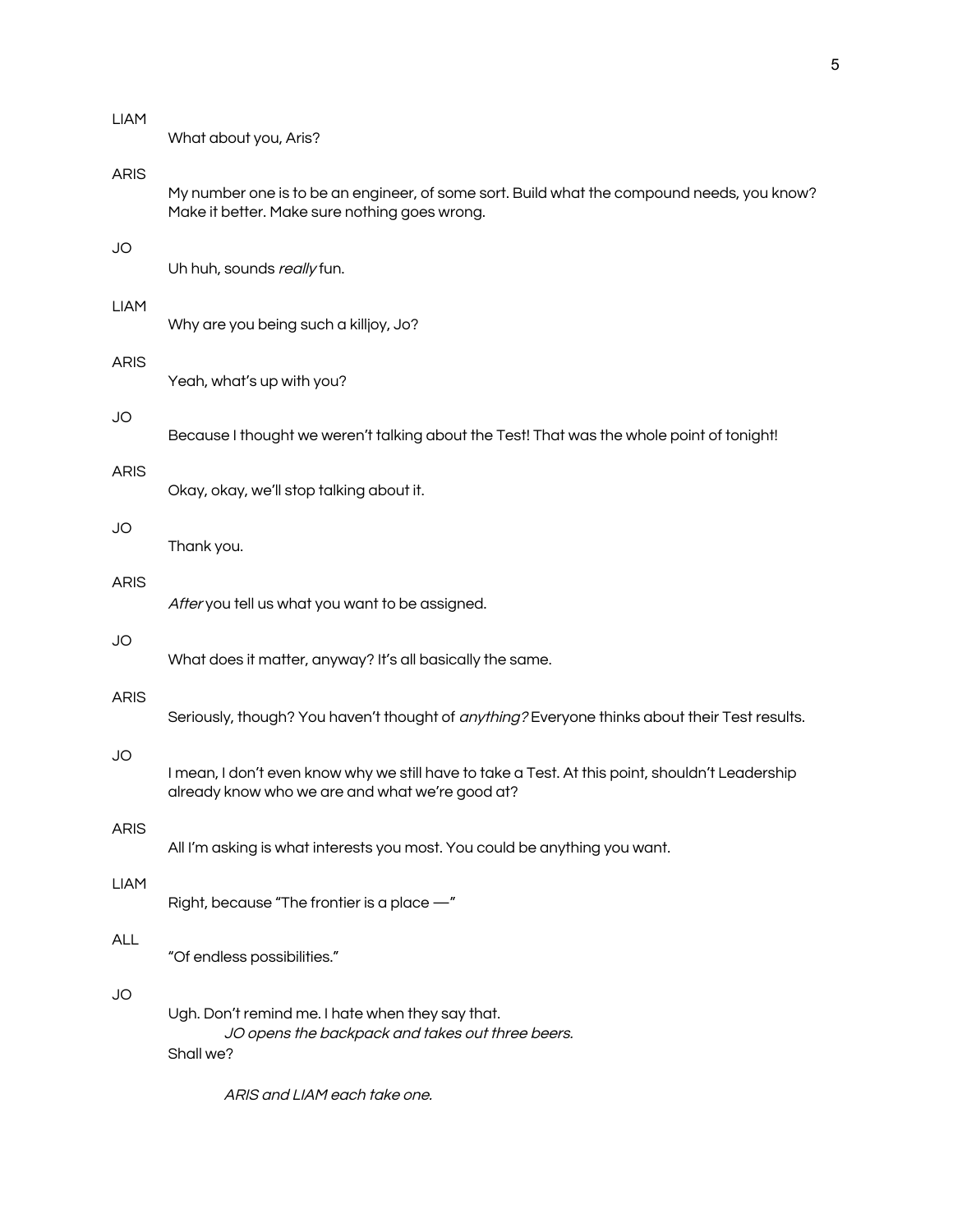LIAM

What about you, Aris?

ARIS

My number one is to be an engineer, of some sort. Build what the compound needs, you know? Make it better. Make sure nothing goes wrong.

JO

Uh huh, sounds *really* fun.

LIAM

Why are you being such a killjoy, Jo?

ARIS

Yeah, what's up with you?

JO

Because I thought we weren't talking about the Test! That was the whole point of tonight!

ARIS

Okay, okay, we'll stop talking about it.

JO

Thank you.

ARIS

*After* you tell us what you want to be assigned.

JO

What does it matter, anyway? It's all basically the same.

ARIS

Seriously, though? You haven't thought of *anything?* Everyone thinks about their Test results.

JO

I mean, I don't even know why we still have to take a Test. At this point, shouldn't Leadership already know who we are and what we're good at?

ARIS

All I'm asking is what interests you most. You could be anything you want.

LIAM

Right, because "The frontier is a place —"

ALL

"Of endless possibilities."

JO

Ugh. Don't remind me. I hate when they say that.

*JO opens the backpack and takes out three beers.*

Shall we?

*ARIS and LIAM each take one.*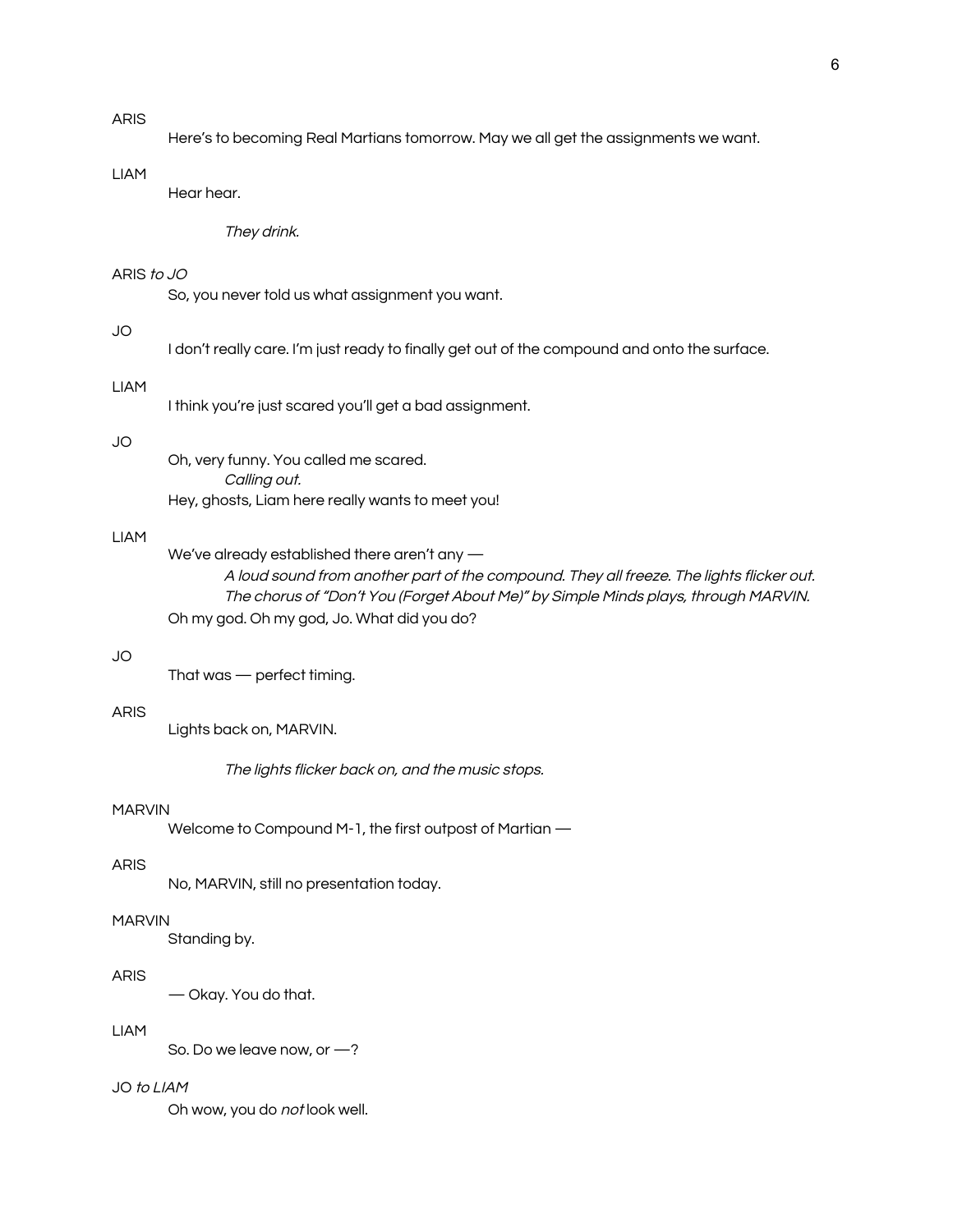ARIS

Here's to becoming Real Martians tomorrow. May we all get the assignments we want.

LIAM

Hear hear.

*They drink.*

ARIS *to JO*

So, you never told us what assignment you want.

JO

I don't really care. I'm just ready to finally get out of the compound and onto the surface.

LIAM

I think you're just scared you'll get a bad assignment.

JO

Oh, very funny. You called me scared.

*Calling out.*

Hey, ghosts, Liam here really wants to meet you!

LIAM

We've already established there aren't any —

*A loud sound from another part of the compound. They all freeze. The lights flicker out. The chorus of "Don't You (Forget About Me)" by Simple Minds plays, through MARVIN.*

Oh my god. Oh my god, Jo. What did you do?

JO

That was — perfect timing.

ARIS

Lights back on, MARVIN.

*The lights flicker back on, and the music stops.*

MARVIN

Welcome to Compound M-1, the first outpost of Martian —

ARIS

No, MARVIN, still no presentation today.

MARVIN

Standing by.

ARIS

— Okay. You do that.

LIAM

So. Do we leave now, or —?

JO *to LIAM*

Oh wow, you do *not* look well.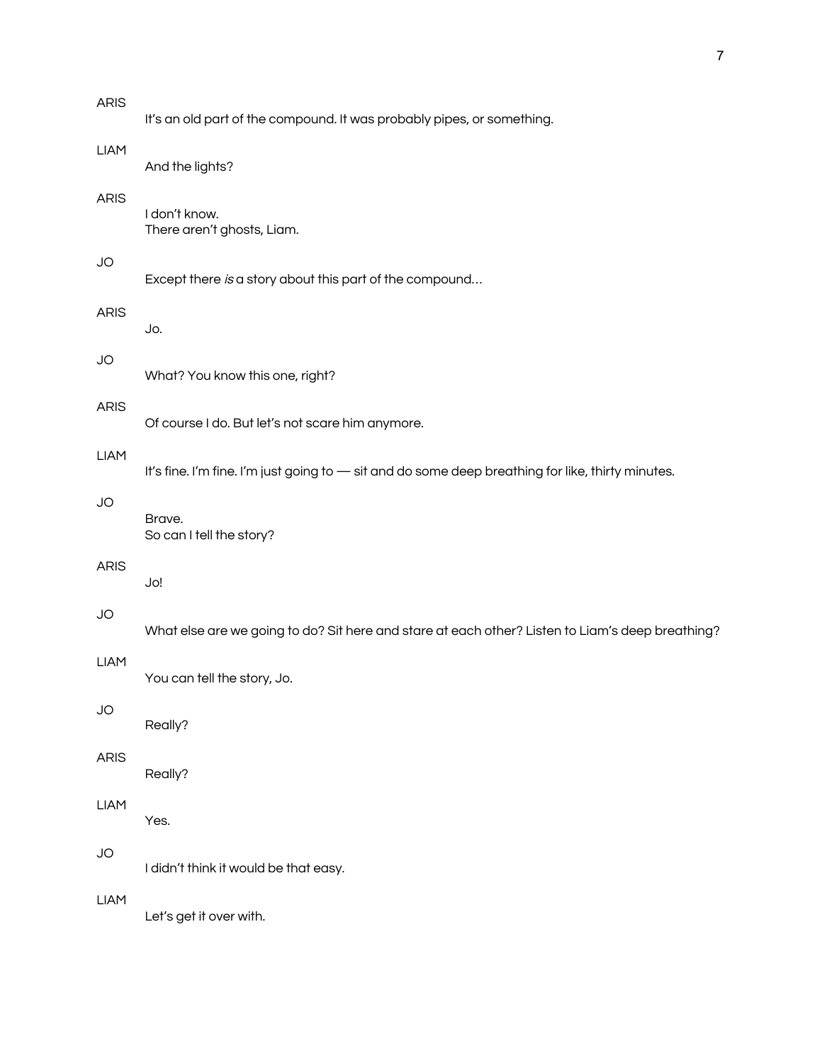ARIS

It's an old part of the compound. It was probably pipes, or something.

LIAM

And the lights?

ARIS

I don't know.
There aren't ghosts, Liam.

JO

Except there *is* a story about this part of the compound…

ARIS

Jo.

JO

What? You know this one, right?

ARIS

Of course I do. But let's not scare him anymore.

LIAM

It's fine. I'm fine. I'm just going to — sit and do some deep breathing for like, thirty minutes.

JO

Brave.
So can I tell the story?

ARIS

Jo!

JO

What else are we going to do? Sit here and stare at each other? Listen to Liam's deep breathing?

LIAM

You can tell the story, Jo.

JO

Really?

ARIS

Really?

LIAM

Yes.

JO

I didn't think it would be that easy.

LIAM

Let's get it over with.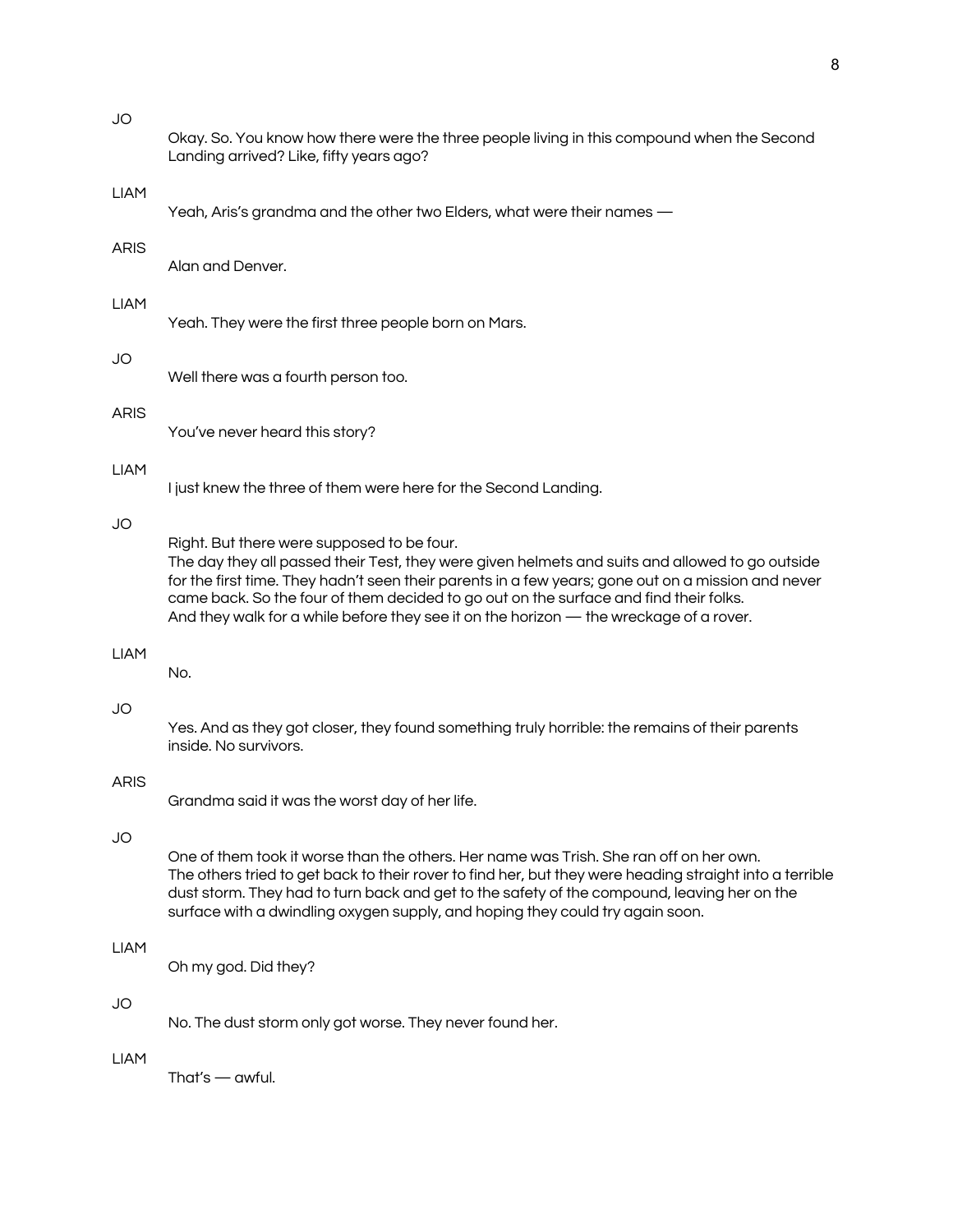JO

Okay. So. You know how there were the three people living in this compound when the Second Landing arrived? Like, fifty years ago?

LIAM

Yeah, Aris's grandma and the other two Elders, what were their names —

ARIS

Alan and Denver.

LIAM

Yeah. They were the first three people born on Mars.

JO

Well there was a fourth person too.

ARIS

You've never heard this story?

LIAM

I just knew the three of them were here for the Second Landing.

JO

Right. But there were supposed to be four.
The day they all passed their Test, they were given helmets and suits and allowed to go outside for the first time. They hadn't seen their parents in a few years; gone out on a mission and never came back. So the four of them decided to go out on the surface and find their folks.
And they walk for a while before they see it on the horizon — the wreckage of a rover.

LIAM

No.

JO

Yes. And as they got closer, they found something truly horrible: the remains of their parents inside. No survivors.

ARIS

Grandma said it was the worst day of her life.

JO

One of them took it worse than the others. Her name was Trish. She ran off on her own.
The others tried to get back to their rover to find her, but they were heading straight into a terrible dust storm. They had to turn back and get to the safety of the compound, leaving her on the surface with a dwindling oxygen supply, and hoping they could try again soon.

LIAM

Oh my god. Did they?

JO

No. The dust storm only got worse. They never found her.

LIAM

That's — awful.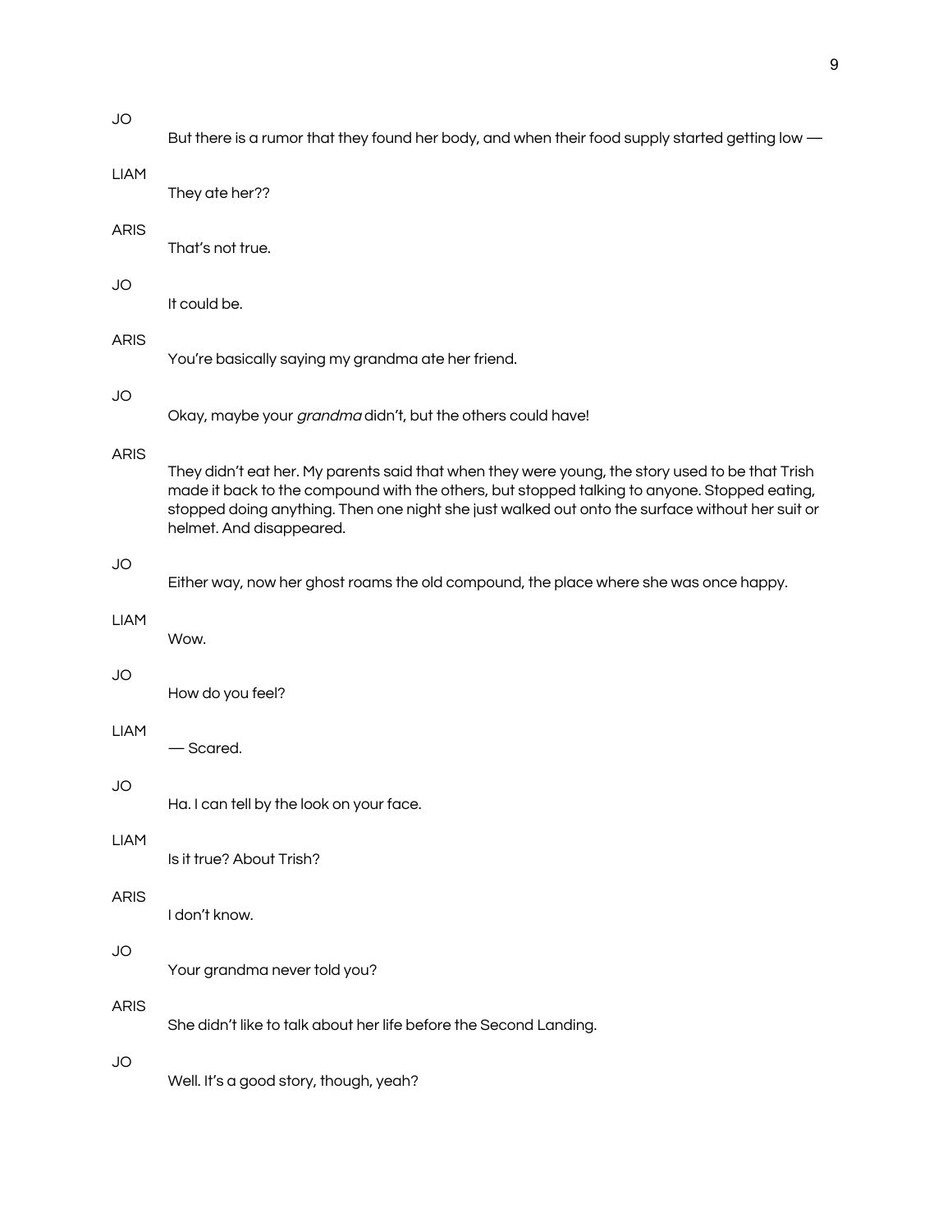JO

But there is a rumor that they found her body, and when their food supply started getting low —

LIAM

They ate her??

ARIS

That's not true.

JO

It could be.

ARIS

You're basically saying my grandma ate her friend.

JO

Okay, maybe your *grandma* didn't, but the others could have!

ARIS

They didn't eat her. My parents said that when they were young, the story used to be that Trish made it back to the compound with the others, but stopped talking to anyone. Stopped eating, stopped doing anything. Then one night she just walked out onto the surface without her suit or helmet. And disappeared.

JO

Either way, now her ghost roams the old compound, the place where she was once happy.

LIAM

Wow.

JO

How do you feel?

LIAM

— Scared.

JO

Ha. I can tell by the look on your face.

LIAM

Is it true? About Trish?

ARIS

I don't know.

JO

Your grandma never told you?

ARIS

She didn't like to talk about her life before the Second Landing.

JO

Well. It's a good story, though, yeah?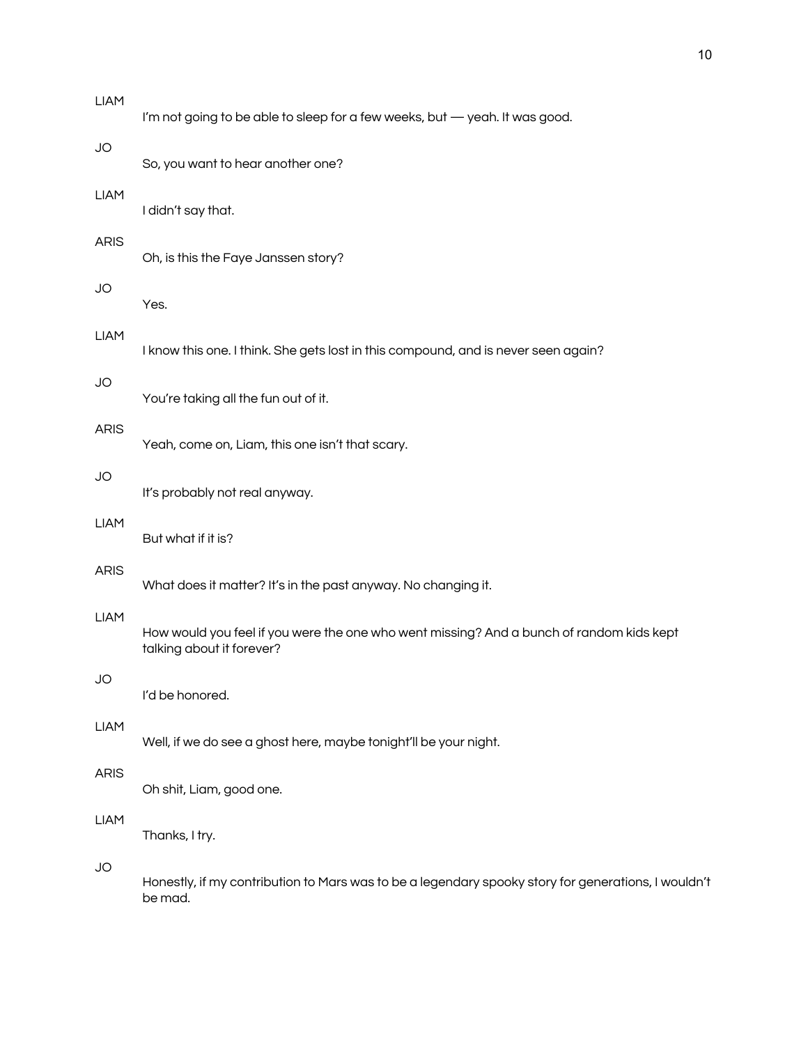LIAM

I'm not going to be able to sleep for a few weeks, but — yeah. It was good.

JO

So, you want to hear another one?

LIAM

I didn't say that.

ARIS

Oh, is this the Faye Janssen story?

JO

Yes.

LIAM

I know this one. I think. She gets lost in this compound, and is never seen again?

JO

You're taking all the fun out of it.

ARIS

Yeah, come on, Liam, this one isn't that scary.

JO

It's probably not real anyway.

LIAM

But what if it is?

ARIS

What does it matter? It's in the past anyway. No changing it.

LIAM

How would you feel if you were the one who went missing? And a bunch of random kids kept talking about it forever?

JO

I'd be honored.

LIAM

Well, if we do see a ghost here, maybe tonight'll be your night.

ARIS

Oh shit, Liam, good one.

LIAM

Thanks, I try.

JO

Honestly, if my contribution to Mars was to be a legendary spooky story for generations, I wouldn't be mad.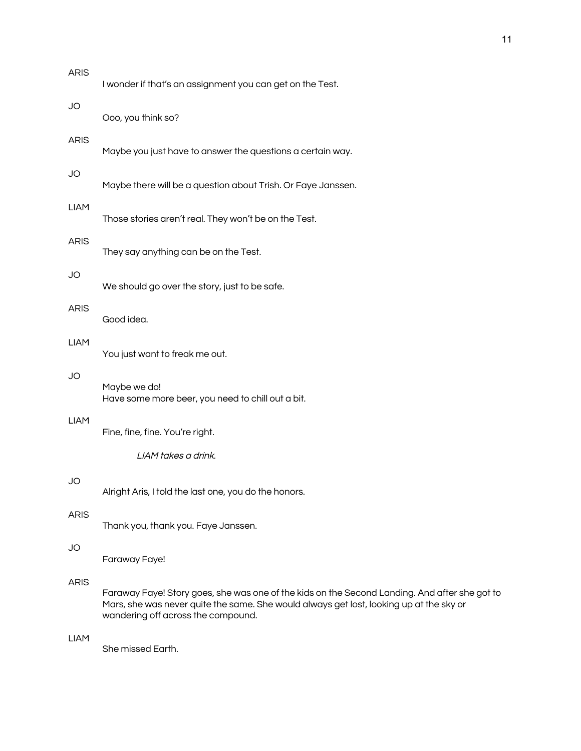ARIS

I wonder if that's an assignment you can get on the Test.

JO

Ooo, you think so?

ARIS

Maybe you just have to answer the questions a certain way.

JO

Maybe there will be a question about Trish. Or Faye Janssen.

LIAM

Those stories aren't real. They won't be on the Test.

ARIS

They say anything can be on the Test.

JO

We should go over the story, just to be safe.

ARIS

Good idea.

LIAM

You just want to freak me out.

JO

Maybe we do!
Have some more beer, you need to chill out a bit.

LIAM

Fine, fine, fine. You're right.

*LIAM takes a drink.*

JO

Alright Aris, I told the last one, you do the honors.

ARIS

Thank you, thank you. Faye Janssen.

JO

Faraway Faye!

ARIS

Faraway Faye! Story goes, she was one of the kids on the Second Landing. And after she got to Mars, she was never quite the same. She would always get lost, looking up at the sky or wandering off across the compound.

LIAM

She missed Earth.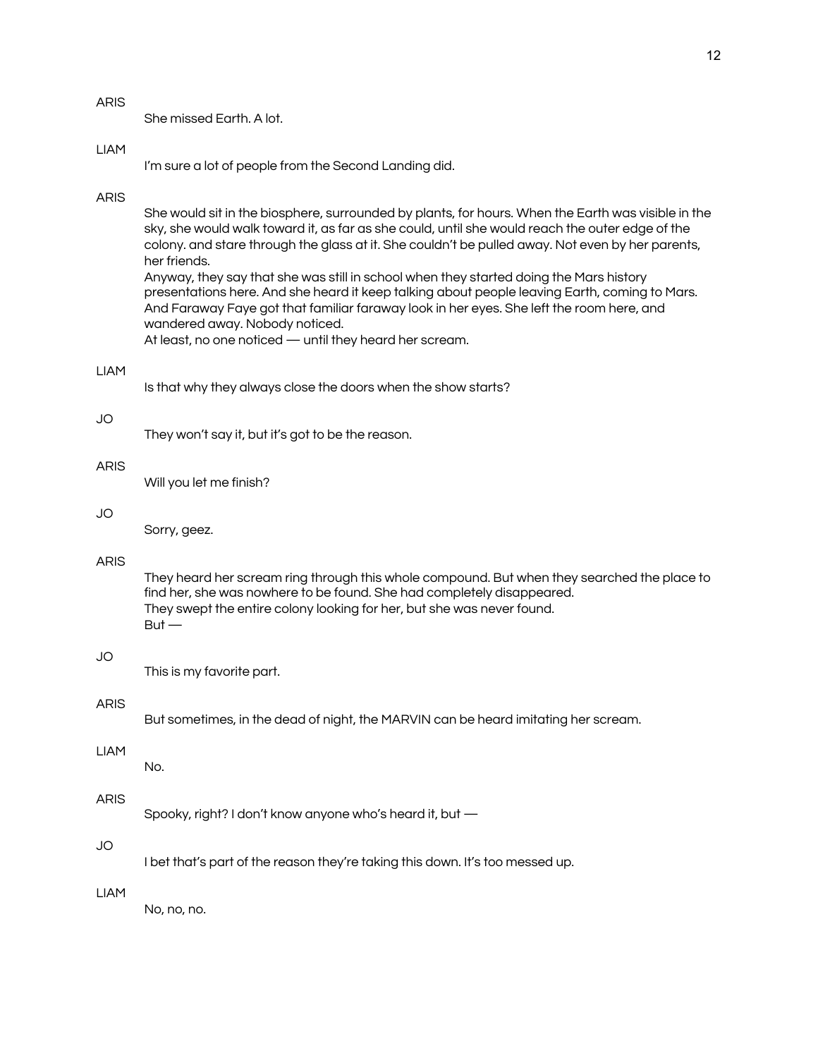ARIS

She missed Earth. A lot.

LIAM

I'm sure a lot of people from the Second Landing did.

ARIS

She would sit in the biosphere, surrounded by plants, for hours. When the Earth was visible in the sky, she would walk toward it, as far as she could, until she would reach the outer edge of the colony. and stare through the glass at it. She couldn't be pulled away. Not even by her parents, her friends.
Anyway, they say that she was still in school when they started doing the Mars history presentations here. And she heard it keep talking about people leaving Earth, coming to Mars. And Faraway Faye got that familiar faraway look in her eyes. She left the room here, and wandered away. Nobody noticed.
At least, no one noticed — until they heard her scream.

LIAM

Is that why they always close the doors when the show starts?

JO

They won't say it, but it's got to be the reason.

ARIS

Will you let me finish?

JO

Sorry, geez.

ARIS

They heard her scream ring through this whole compound. But when they searched the place to find her, she was nowhere to be found. She had completely disappeared.
They swept the entire colony looking for her, but she was never found.
But —

JO

This is my favorite part.

ARIS

But sometimes, in the dead of night, the MARVIN can be heard imitating her scream.

LIAM

No.

ARIS

Spooky, right? I don't know anyone who's heard it, but —

JO

I bet that's part of the reason they're taking this down. It's too messed up.

LIAM

No, no, no.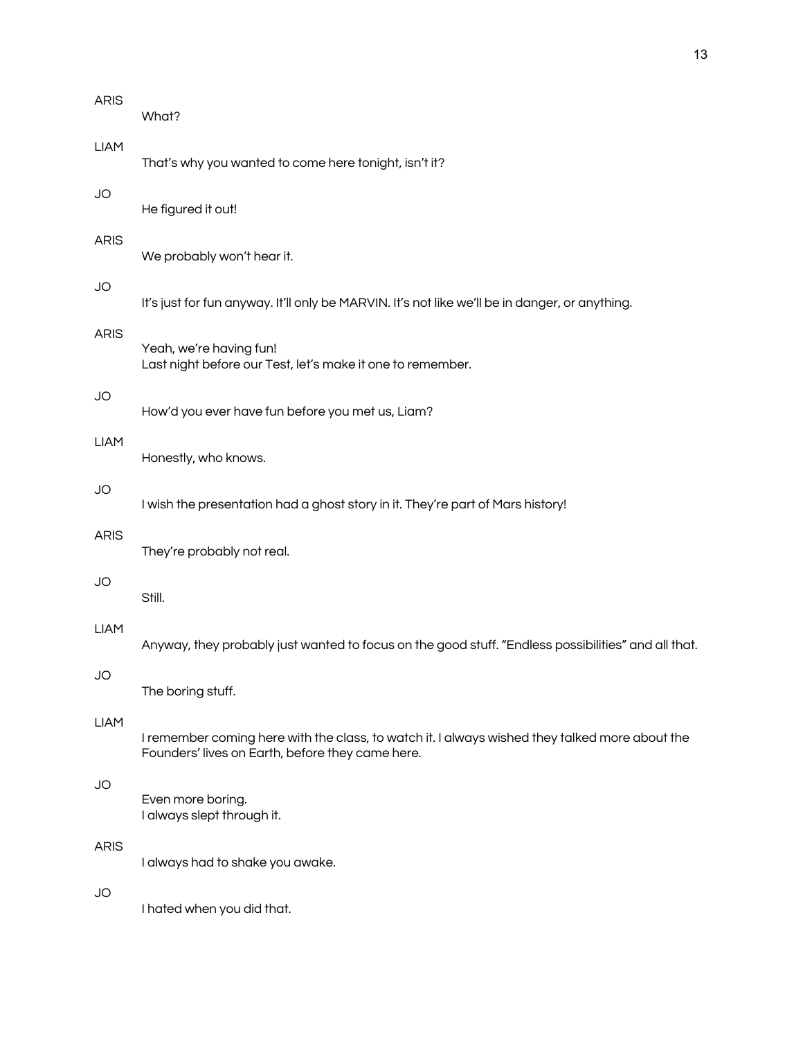ARIS

What?

LIAM

That's why you wanted to come here tonight, isn't it?

JO

He figured it out!

ARIS

We probably won't hear it.

JO

It's just for fun anyway. It'll only be MARVIN. It's not like we'll be in danger, or anything.

ARIS

Yeah, we're having fun!
Last night before our Test, let's make it one to remember.

JO

How'd you ever have fun before you met us, Liam?

LIAM

Honestly, who knows.

JO

I wish the presentation had a ghost story in it. They're part of Mars history!

ARIS

They're probably not real.

JO

Still.

LIAM

Anyway, they probably just wanted to focus on the good stuff. "Endless possibilities" and all that.

JO

The boring stuff.

LIAM

I remember coming here with the class, to watch it. I always wished they talked more about the Founders' lives on Earth, before they came here.

JO

Even more boring.
I always slept through it.

ARIS

I always had to shake you awake.

JO

I hated when you did that.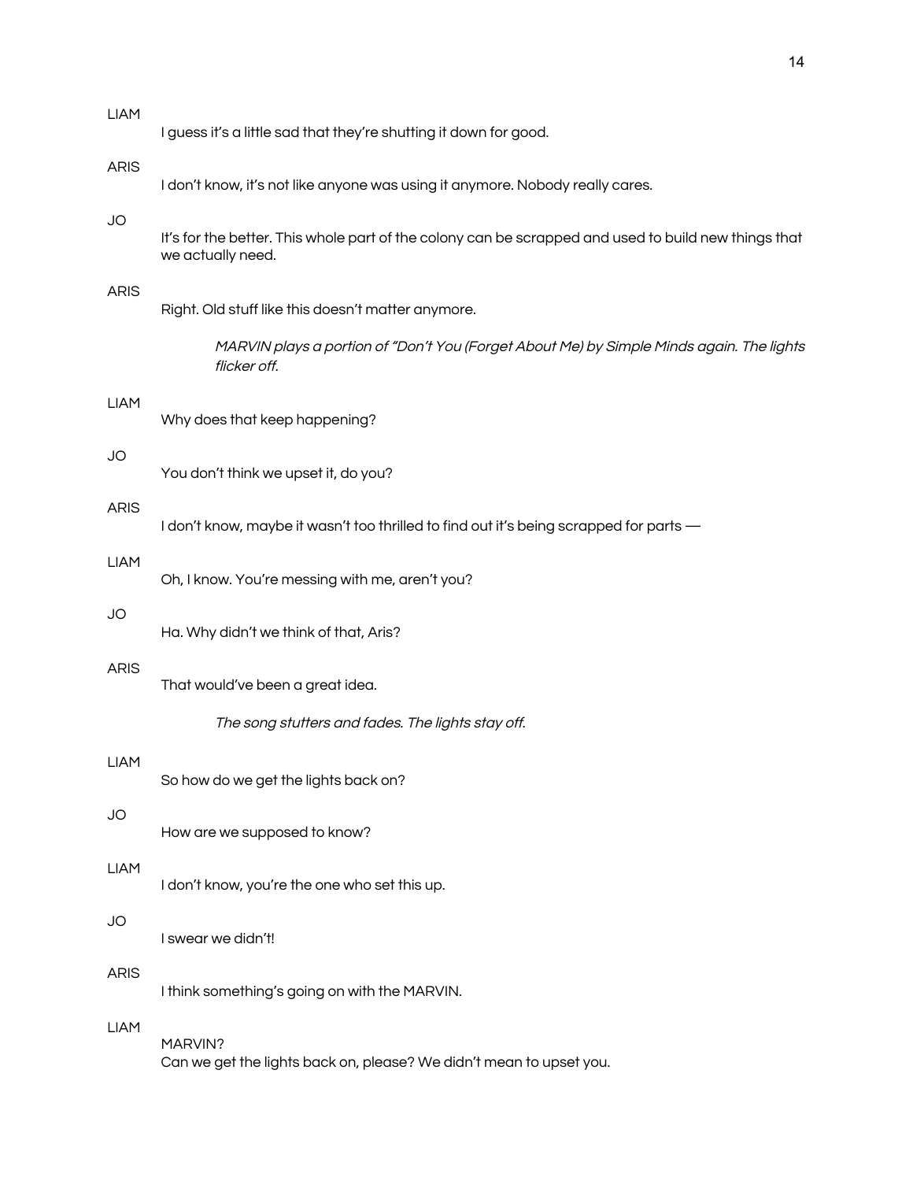LIAM

I guess it's a little sad that they're shutting it down for good.

ARIS

I don't know, it's not like anyone was using it anymore. Nobody really cares.

JO

It's for the better. This whole part of the colony can be scrapped and used to build new things that we actually need.

ARIS

Right. Old stuff like this doesn't matter anymore.

> *MARVIN plays a portion of "Don't You (Forget About Me) by Simple Minds again. The lights flicker off.*

LIAM

Why does that keep happening?

JO

You don't think we upset it, do you?

ARIS

I don't know, maybe it wasn't too thrilled to find out it's being scrapped for parts —

LIAM

Oh, I know. You're messing with me, aren't you?

JO

Ha. Why didn't we think of that, Aris?

ARIS

That would've been a great idea.

> *The song stutters and fades. The lights stay off.*

LIAM

So how do we get the lights back on?

JO

How are we supposed to know?

LIAM

I don't know, you're the one who set this up.

JO

I swear we didn't!

ARIS

I think something's going on with the MARVIN.

LIAM

MARVIN?
Can we get the lights back on, please? We didn't mean to upset you.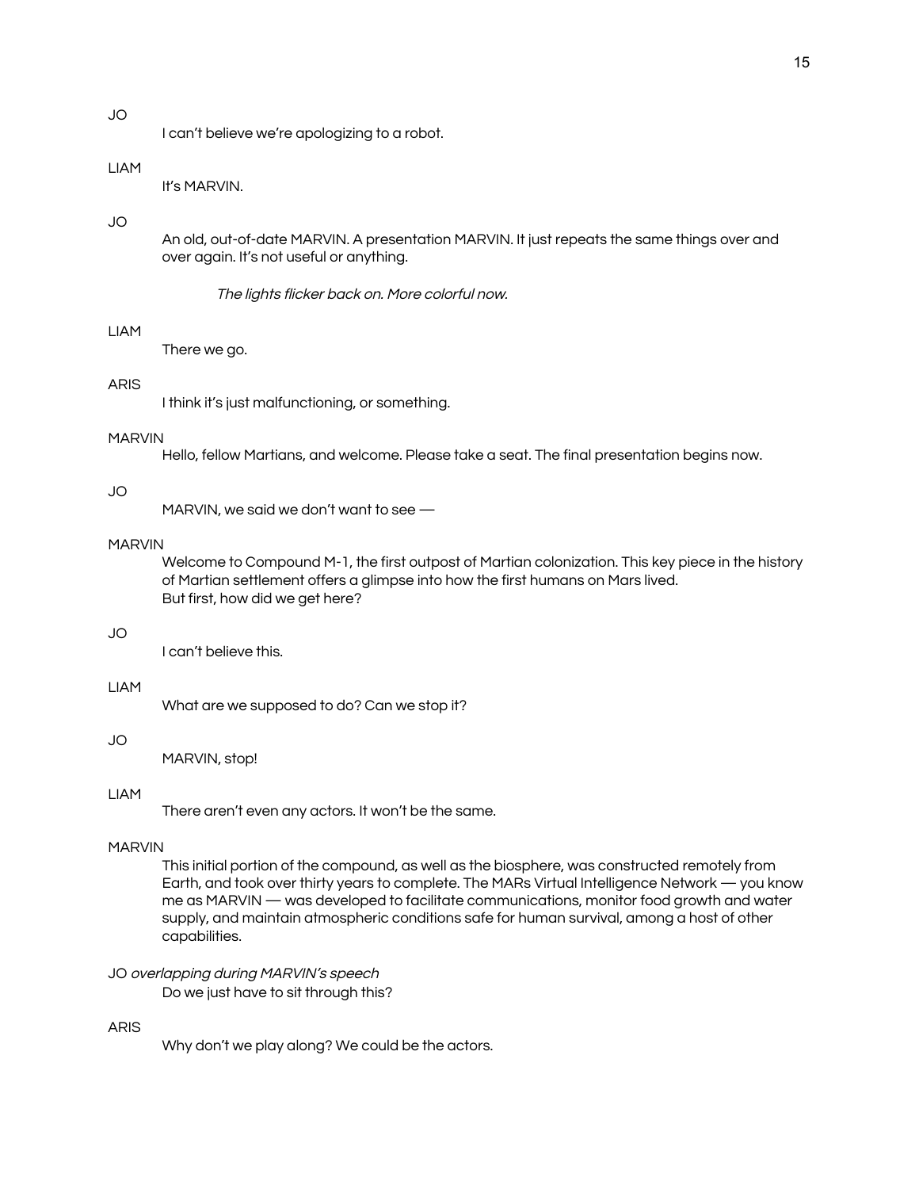JO

I can't believe we're apologizing to a robot.

LIAM

It's MARVIN.

JO

An old, out-of-date MARVIN. A presentation MARVIN. It just repeats the same things over and over again. It's not useful or anything.

*The lights flicker back on. More colorful now.*

LIAM

There we go.

ARIS

I think it's just malfunctioning, or something.

MARVIN

Hello, fellow Martians, and welcome. Please take a seat. The final presentation begins now.

JO

MARVIN, we said we don't want to see —

MARVIN

Welcome to Compound M-1, the first outpost of Martian colonization. This key piece in the history of Martian settlement offers a glimpse into how the first humans on Mars lived.
But first, how did we get here?

JO

I can't believe this.

LIAM

What are we supposed to do? Can we stop it?

JO

MARVIN, stop!

LIAM

There aren't even any actors. It won't be the same.

MARVIN

This initial portion of the compound, as well as the biosphere, was constructed remotely from Earth, and took over thirty years to complete. The MARs Virtual Intelligence Network — you know me as MARVIN — was developed to facilitate communications, monitor food growth and water supply, and maintain atmospheric conditions safe for human survival, among a host of other capabilities.

JO *overlapping during MARVIN's speech*

Do we just have to sit through this?

ARIS

Why don't we play along? We could be the actors.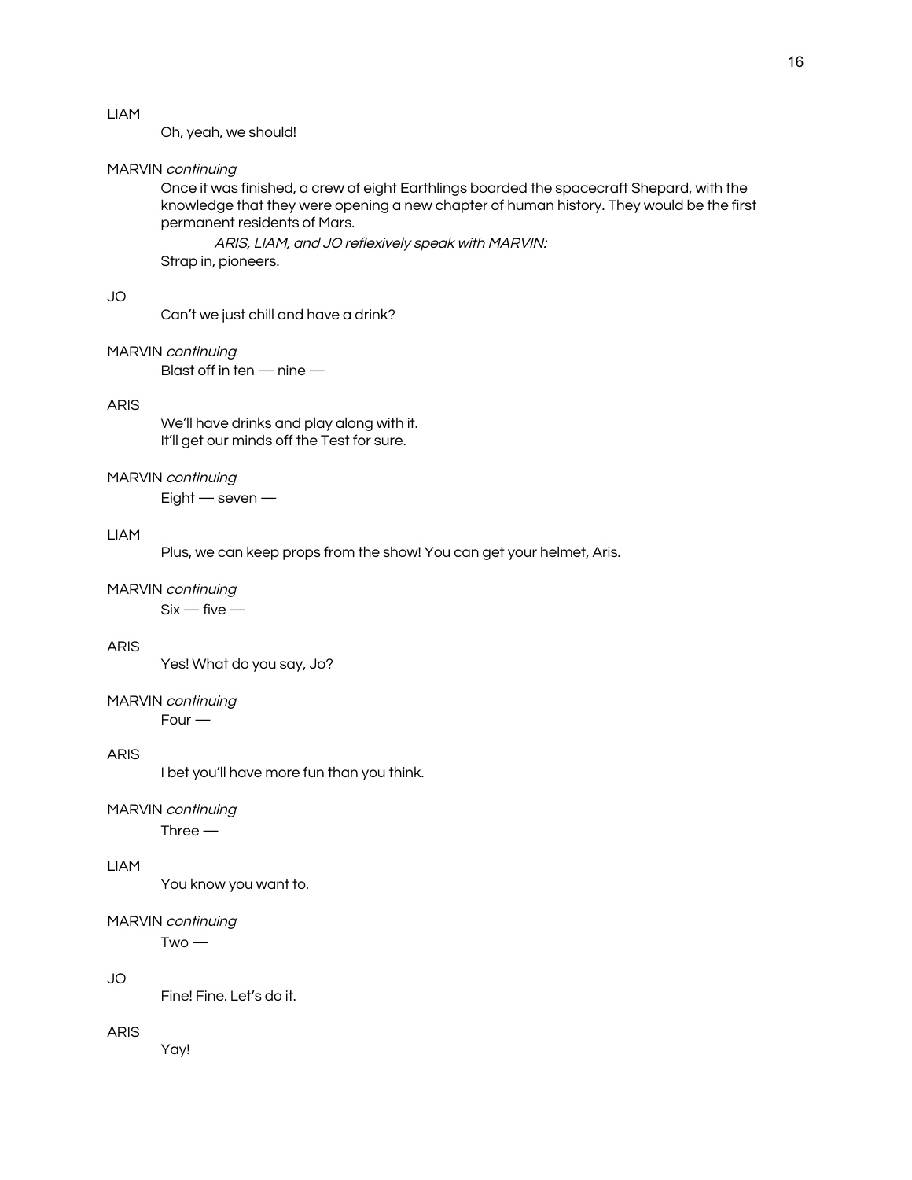LIAM

Oh, yeah, we should!

MARVIN *continuing*

Once it was finished, a crew of eight Earthlings boarded the spacecraft Shepard, with the knowledge that they were opening a new chapter of human history. They would be the first permanent residents of Mars.

*ARIS, LIAM, and JO reflexively speak with MARVIN:*

Strap in, pioneers.

JO

Can't we just chill and have a drink?

MARVIN *continuing*

Blast off in ten — nine —

ARIS

We'll have drinks and play along with it.
It'll get our minds off the Test for sure.

MARVIN *continuing*

Eight — seven —

LIAM

Plus, we can keep props from the show! You can get your helmet, Aris.

MARVIN *continuing*

Six — five —

ARIS

Yes! What do you say, Jo?

MARVIN *continuing*

Four —

ARIS

I bet you'll have more fun than you think.

MARVIN *continuing*

Three —

LIAM

You know you want to.

MARVIN *continuing*

Two —

JO

Fine! Fine. Let's do it.

ARIS

Yay!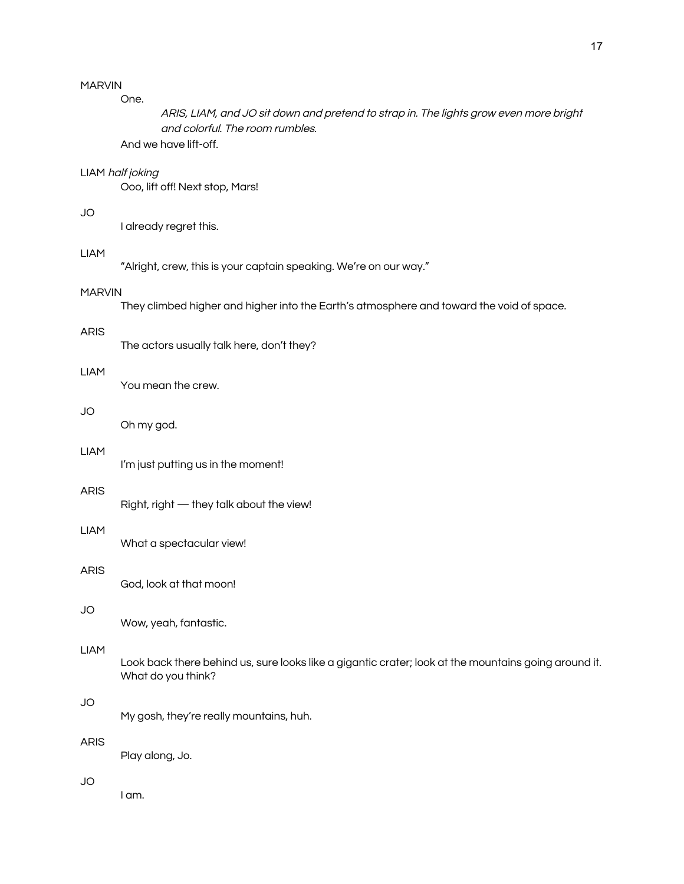MARVIN

One.

*ARIS, LIAM, and JO sit down and pretend to strap in. The lights grow even more bright and colorful. The room rumbles.*

And we have lift-off.

LIAM *half joking*

Ooo, lift off! Next stop, Mars!

JO

I already regret this.

LIAM

"Alright, crew, this is your captain speaking. We're on our way."

MARVIN

They climbed higher and higher into the Earth's atmosphere and toward the void of space.

ARIS

The actors usually talk here, don't they?

LIAM

You mean the crew.

JO

Oh my god.

LIAM

I'm just putting us in the moment!

ARIS

Right, right — they talk about the view!

LIAM

What a spectacular view!

ARIS

God, look at that moon!

JO

Wow, yeah, fantastic.

LIAM

Look back there behind us, sure looks like a gigantic crater; look at the mountains going around it. What do you think?

JO

My gosh, they're really mountains, huh.

ARIS

Play along, Jo.

JO

I am.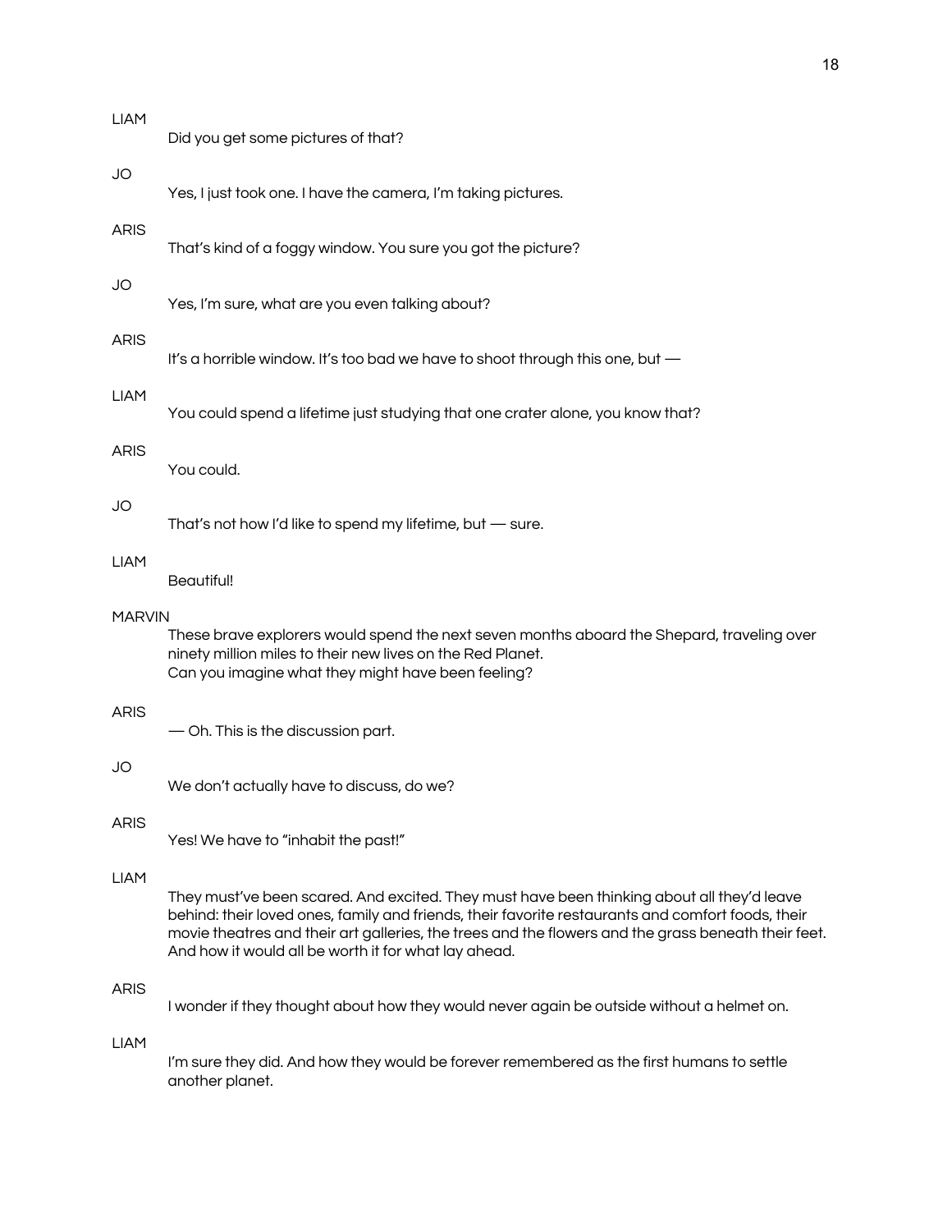LIAM

Did you get some pictures of that?

JO

Yes, I just took one. I have the camera, I'm taking pictures.

ARIS

That's kind of a foggy window. You sure you got the picture?

JO

Yes, I'm sure, what are you even talking about?

ARIS

It's a horrible window. It's too bad we have to shoot through this one, but —

LIAM

You could spend a lifetime just studying that one crater alone, you know that?

ARIS

You could.

JO

That's not how I'd like to spend my lifetime, but — sure.

LIAM

Beautiful!

MARVIN

These brave explorers would spend the next seven months aboard the Shepard, traveling over ninety million miles to their new lives on the Red Planet.
Can you imagine what they might have been feeling?

ARIS

— Oh. This is the discussion part.

JO

We don't actually have to discuss, do we?

ARIS

Yes! We have to "inhabit the past!"

LIAM

They must've been scared. And excited. They must have been thinking about all they'd leave behind: their loved ones, family and friends, their favorite restaurants and comfort foods, their movie theatres and their art galleries, the trees and the flowers and the grass beneath their feet. And how it would all be worth it for what lay ahead.

ARIS

I wonder if they thought about how they would never again be outside without a helmet on.

LIAM

I'm sure they did. And how they would be forever remembered as the first humans to settle another planet.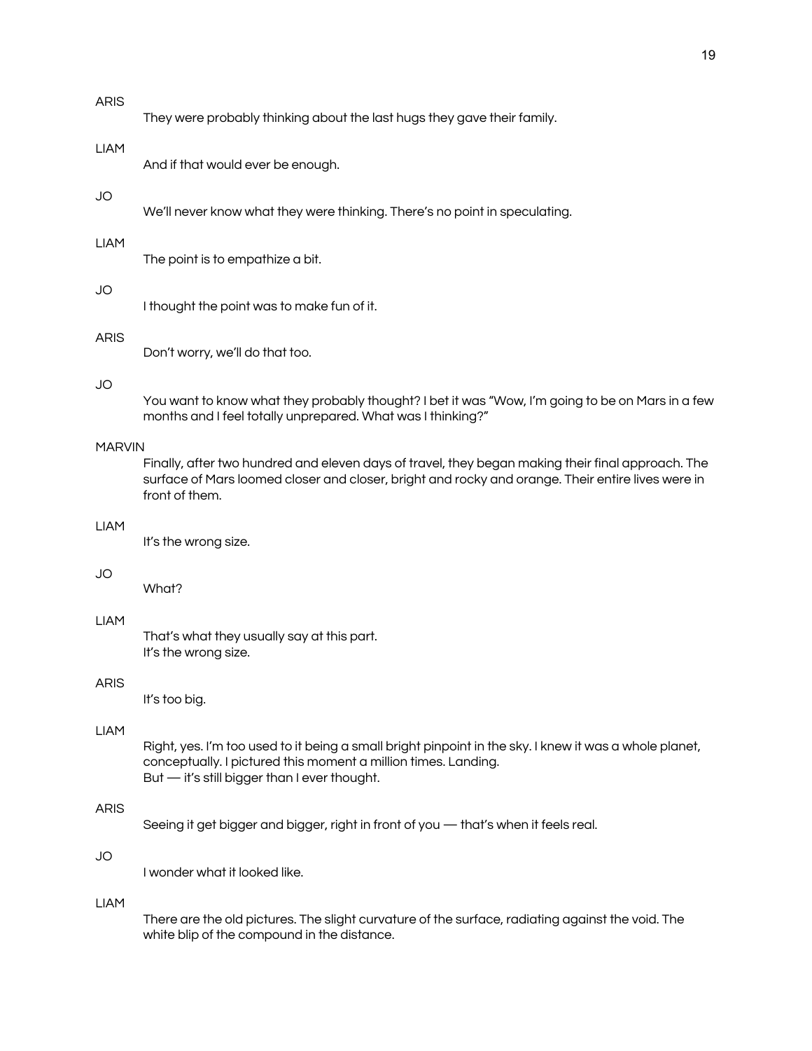ARIS

They were probably thinking about the last hugs they gave their family.

LIAM

And if that would ever be enough.

JO

We'll never know what they were thinking. There's no point in speculating.

LIAM

The point is to empathize a bit.

JO

I thought the point was to make fun of it.

ARIS

Don't worry, we'll do that too.

JO

You want to know what they probably thought? I bet it was "Wow, I'm going to be on Mars in a few months and I feel totally unprepared. What was I thinking?"

MARVIN

Finally, after two hundred and eleven days of travel, they began making their final approach. The surface of Mars loomed closer and closer, bright and rocky and orange. Their entire lives were in front of them.

LIAM

It's the wrong size.

JO

What?

LIAM

That's what they usually say at this part.
It's the wrong size.

ARIS

It's too big.

LIAM

Right, yes. I'm too used to it being a small bright pinpoint in the sky. I knew it was a whole planet, conceptually. I pictured this moment a million times. Landing.
But — it's still bigger than I ever thought.

ARIS

Seeing it get bigger and bigger, right in front of you — that's when it feels real.

JO

I wonder what it looked like.

LIAM

There are the old pictures. The slight curvature of the surface, radiating against the void. The white blip of the compound in the distance.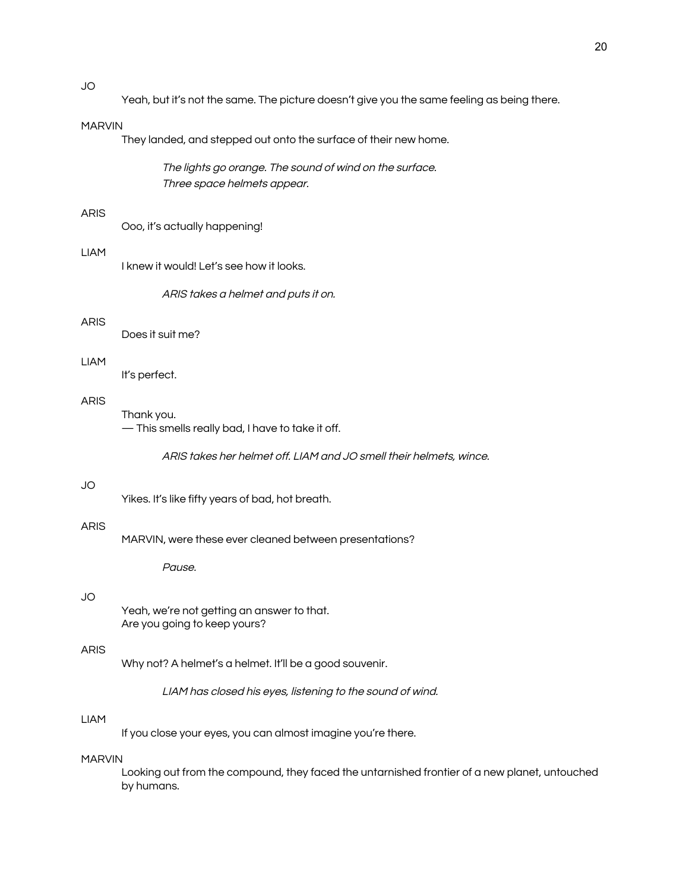JO

Yeah, but it's not the same. The picture doesn't give you the same feeling as being there.

MARVIN

They landed, and stepped out onto the surface of their new home.

*The lights go orange. The sound of wind on the surface.*
*Three space helmets appear.*

ARIS

Ooo, it's actually happening!

LIAM

I knew it would! Let's see how it looks.

*ARIS takes a helmet and puts it on.*

ARIS

Does it suit me?

LIAM

It's perfect.

ARIS

Thank you.
— This smells really bad, I have to take it off.

*ARIS takes her helmet off. LIAM and JO smell their helmets, wince.*

JO

Yikes. It's like fifty years of bad, hot breath.

ARIS

MARVIN, were these ever cleaned between presentations?

*Pause.*

JO

Yeah, we're not getting an answer to that.
Are you going to keep yours?

ARIS

Why not? A helmet's a helmet. It'll be a good souvenir.

*LIAM has closed his eyes, listening to the sound of wind.*

LIAM

If you close your eyes, you can almost imagine you're there.

MARVIN

Looking out from the compound, they faced the untarnished frontier of a new planet, untouched by humans.